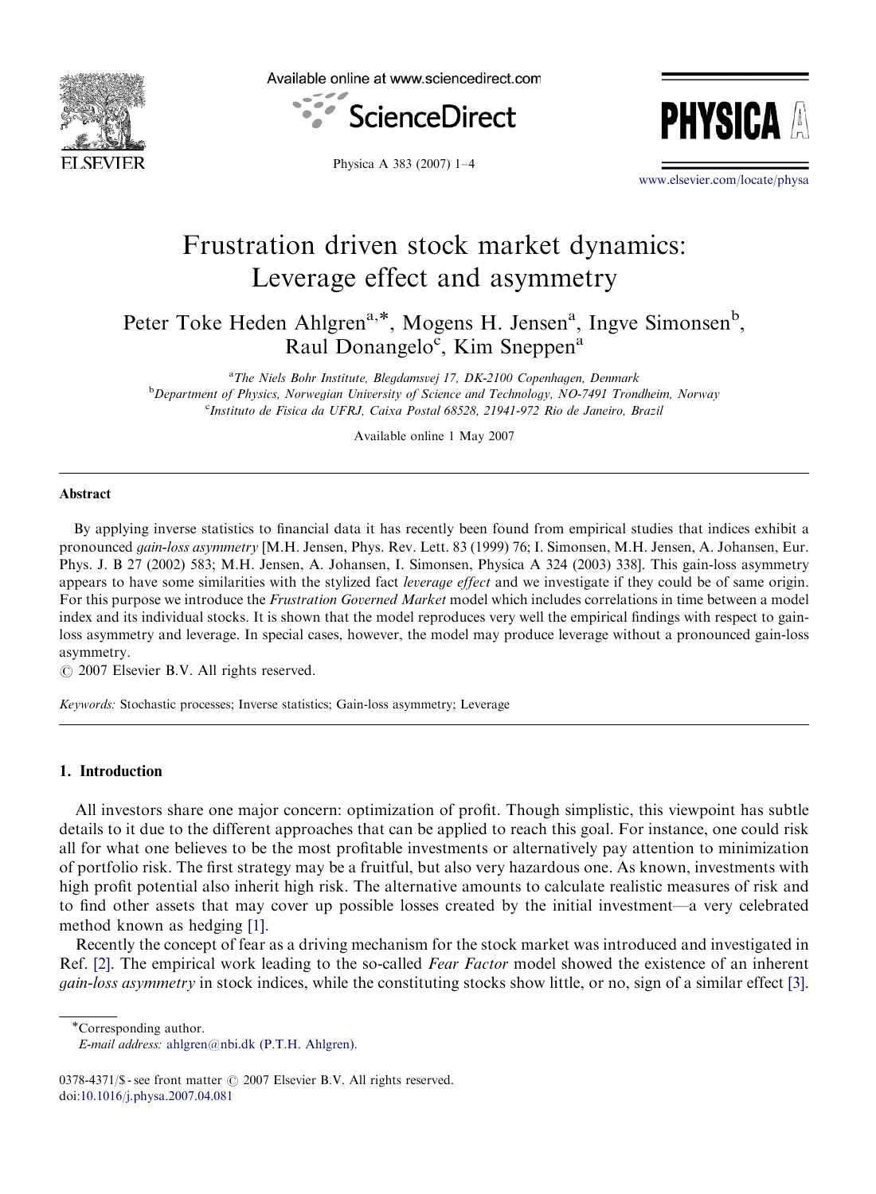# Frustration driven stock market dynamics: Leverage effect and asymmetry

Peter Toke Heden Ahlgren[a,*], Mogens H. Jensen[a], Ingve Simonsen[b], Raul Donangelo[c], Kim Sneppen[a]

[a]The Niels Bohr Institute, Blegdamsvej 17, DK-2100 Copenhagen, Denmark
[b]Department of Physics, Norwegian University of Science and Technology, NO-7491 Trondheim, Norway
[c]Instituto de Fisica da UFRJ, Caixa Postal 68528, 21941-972 Rio de Janeiro, Brazil

Available online 1 May 2007

## Abstract

By applying inverse statistics to financial data it has recently been found from empirical studies that indices exhibit a pronounced *gain-loss asymmetry* [M.H. Jensen, Phys. Rev. Lett. 83 (1999) 76; I. Simonsen, M.H. Jensen, A. Johansen, Eur. Phys. J. B 27 (2002) 583; M.H. Jensen, A. Johansen, I. Simonsen, Physica A 324 (2003) 338]. This gain-loss asymmetry appears to have some similarities with the stylized fact *leverage effect* and we investigate if they could be of same origin. For this purpose we introduce the *Frustration Governed Market* model which includes correlations in time between a model index and its individual stocks. It is shown that the model reproduces very well the empirical findings with respect to gain-loss asymmetry and leverage. In special cases, however, the model may produce leverage without a pronounced gain-loss asymmetry.

© 2007 Elsevier B.V. All rights reserved.

*Keywords:* Stochastic processes; Inverse statistics; Gain-loss asymmetry; Leverage

## 1. Introduction

All investors share one major concern: optimization of profit. Though simplistic, this viewpoint has subtle details to it due to the different approaches that can be applied to reach this goal. For instance, one could risk all for what one believes to be the most profitable investments or alternatively pay attention to minimization of portfolio risk. The first strategy may be a fruitful, but also very hazardous one. As known, investments with high profit potential also inherit high risk. The alternative amounts to calculate realistic measures of risk and to find other assets that may cover up possible losses created by the initial investment—a very celebrated method known as hedging [1].

Recently the concept of fear as a driving mechanism for the stock market was introduced and investigated in Ref. [2]. The empirical work leading to the so-called *Fear Factor* model showed the existence of an inherent *gain-loss asymmetry* in stock indices, while the constituting stocks show little, or no, sign of a similar effect [3].

*Corresponding author.
*E-mail address:* ahlgren@nbi.dk (P.T.H. Ahlgren).

0378-4371/$ - see front matter © 2007 Elsevier B.V. All rights reserved.
doi:10.1016/j.physa.2007.04.081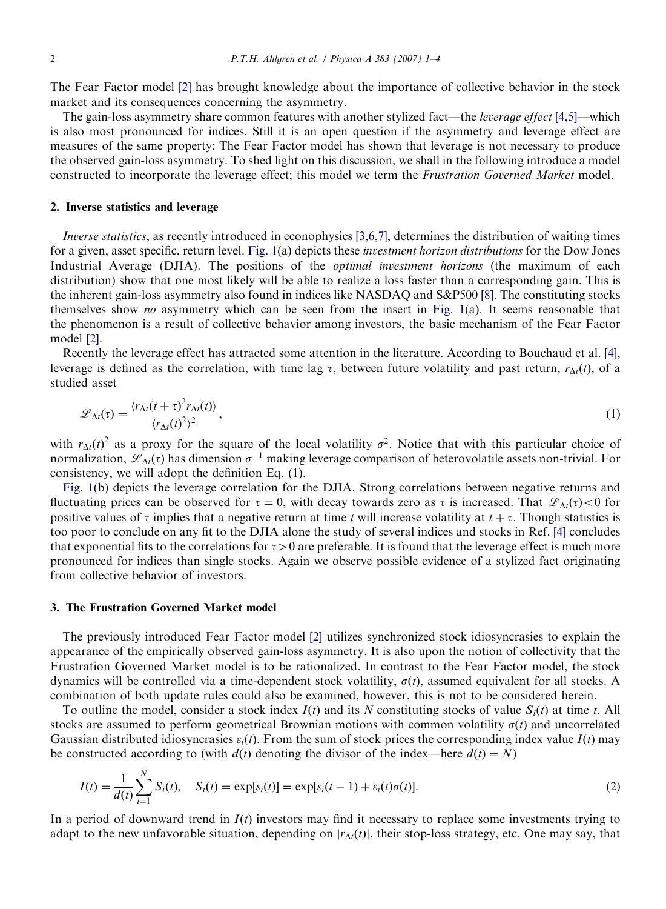The Fear Factor model [2] has brought knowledge about the importance of collective behavior in the stock market and its consequences concerning the asymmetry.

The gain-loss asymmetry share common features with another stylized fact—the *leverage effect* [4,5]—which is also most pronounced for indices. Still it is an open question if the asymmetry and leverage effect are measures of the same property: The Fear Factor model has shown that leverage is not necessary to produce the observed gain-loss asymmetry. To shed light on this discussion, we shall in the following introduce a model constructed to incorporate the leverage effect; this model we term the *Frustration Governed Market* model.

## 2. Inverse statistics and leverage

*Inverse statistics*, as recently introduced in econophysics [3,6,7], determines the distribution of waiting times for a given, asset specific, return level. Fig. 1(a) depicts these *investment horizon distributions* for the Dow Jones Industrial Average (DJIA). The positions of the *optimal investment horizons* (the maximum of each distribution) show that one most likely will be able to realize a loss faster than a corresponding gain. This is the inherent gain-loss asymmetry also found in indices like NASDAQ and S&P500 [8]. The constituting stocks themselves show *no* asymmetry which can be seen from the insert in Fig. 1(a). It seems reasonable that the phenomenon is a result of collective behavior among investors, the basic mechanism of the Fear Factor model [2].

Recently the leverage effect has attracted some attention in the literature. According to Bouchaud et al. [4], leverage is defined as the correlation, with time lag $\tau$, between future volatility and past return, $r_{\Delta t}(t)$, of a studied asset

$$\mathscr{L}_{\Delta t}(\tau) = \frac{\langle r_{\Delta t}(t+\tau)^2 r_{\Delta t}(t)\rangle}{\langle r_{\Delta t}(t)^2\rangle^2}, \tag{1}$$

with $r_{\Delta t}(t)^2$ as a proxy for the square of the local volatility $\sigma^2$. Notice that with this particular choice of normalization, $\mathscr{L}_{\Delta t}(\tau)$ has dimension $\sigma^{-1}$ making leverage comparison of heterovolatile assets non-trivial. For consistency, we will adopt the definition Eq. (1).

Fig. 1(b) depicts the leverage correlation for the DJIA. Strong correlations between negative returns and fluctuating prices can be observed for $\tau = 0$, with decay towards zero as $\tau$ is increased. That $\mathscr{L}_{\Delta t}(\tau) < 0$ for positive values of $\tau$ implies that a negative return at time $t$ will increase volatility at $t + \tau$. Though statistics is too poor to conclude on any fit to the DJIA alone the study of several indices and stocks in Ref. [4] concludes that exponential fits to the correlations for $\tau > 0$ are preferable. It is found that the leverage effect is much more pronounced for indices than single stocks. Again we observe possible evidence of a stylized fact originating from collective behavior of investors.

## 3. The Frustration Governed Market model

The previously introduced Fear Factor model [2] utilizes synchronized stock idiosyncrasies to explain the appearance of the empirically observed gain-loss asymmetry. It is also upon the notion of collectivity that the Frustration Governed Market model is to be rationalized. In contrast to the Fear Factor model, the stock dynamics will be controlled via a time-dependent stock volatility, $\sigma(t)$, assumed equivalent for all stocks. A combination of both update rules could also be examined, however, this is not to be considered herein.

To outline the model, consider a stock index $I(t)$ and its $N$ constituting stocks of value $S_i(t)$ at time $t$. All stocks are assumed to perform geometrical Brownian motions with common volatility $\sigma(t)$ and uncorrelated Gaussian distributed idiosyncrasies $\varepsilon_i(t)$. From the sum of stock prices the corresponding index value $I(t)$ may be constructed according to (with $d(t)$ denoting the divisor of the index—here $d(t) = N$)

$$I(t) = \frac{1}{d(t)}\sum_{i=1}^{N} S_i(t), \quad S_i(t) = \exp[s_i(t)] = \exp[s_i(t-1) + \varepsilon_i(t)\sigma(t)]. \tag{2}$$

In a period of downward trend in $I(t)$ investors may find it necessary to replace some investments trying to adapt to the new unfavorable situation, depending on $|r_{\Delta t}(t)|$, their stop-loss strategy, etc. One may say, that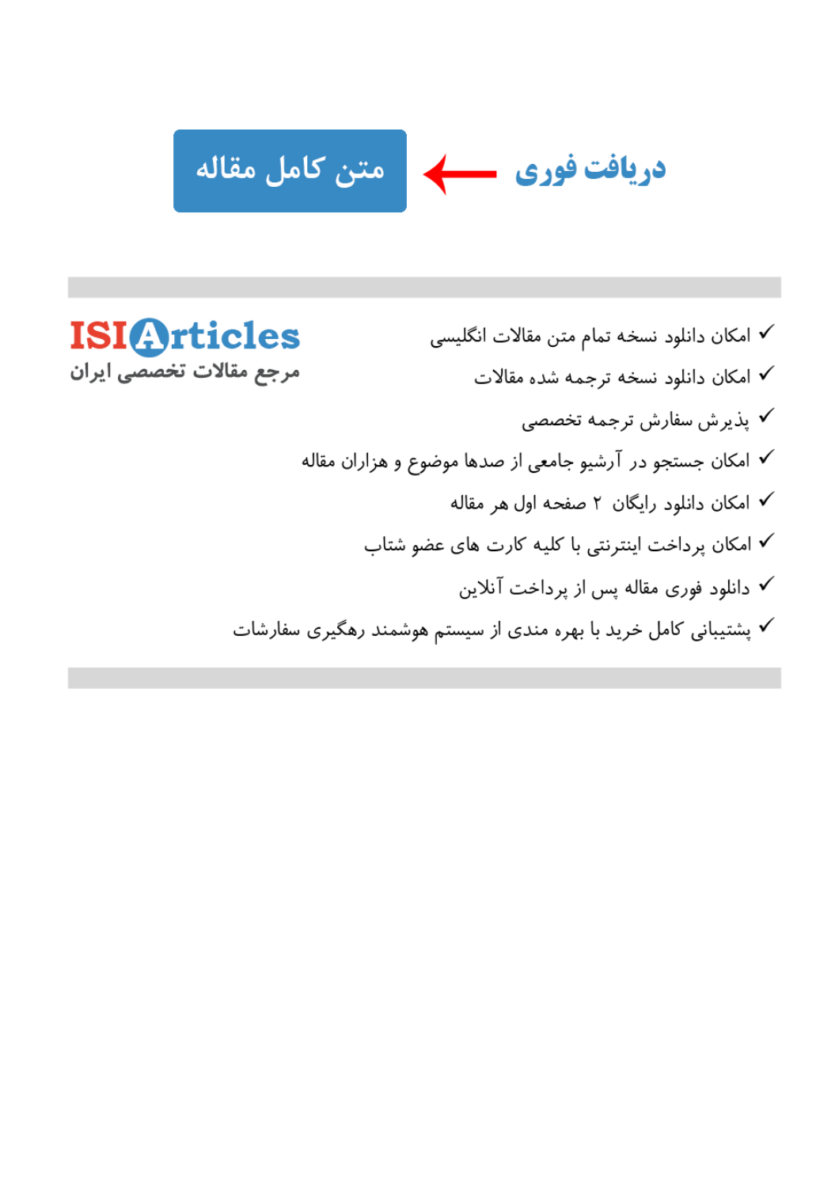دریافت فوری ← متن کامل مقاله

**ISIArticles**
مرجع مقالات تخصصی ایران

- ✓ امکان دانلود نسخه تمام متن مقالات انگلیسی
- ✓ امکان دانلود نسخه ترجمه شده مقالات
- ✓ پذیرش سفارش ترجمه تخصصی
- ✓ امکان جستجو در آرشیو جامعی از صدها موضوع و هزاران مقاله
- ✓ امکان دانلود رایگان ۲ صفحه اول هر مقاله
- ✓ امکان پرداخت اینترنتی با کلیه کارت های عضو شتاب
- ✓ دانلود فوری مقاله پس از پرداخت آنلاین
- ✓ پشتیبانی کامل خرید با بهره مندی از سیستم هوشمند رهگیری سفارشات